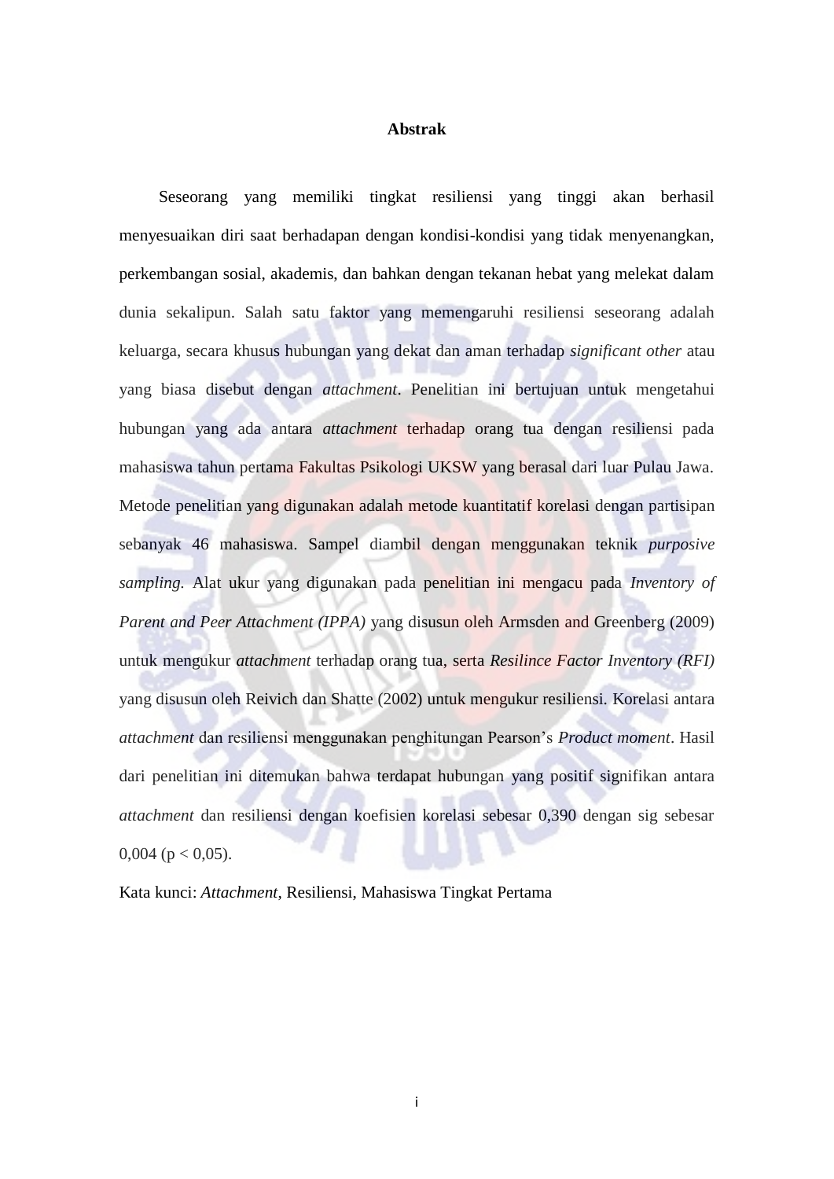# Abstrak

Seseorang yang memiliki tingkat resiliensi yang tinggi akan berhasil menyesuaikan diri saat berhadapan dengan kondisi-kondisi yang tidak menyenangkan, perkembangan sosial, akademis, dan bahkan dengan tekanan hebat yang melekat dalam dunia sekalipun. Salah satu faktor yang memengaruhi resiliensi seseorang adalah keluarga, secara khusus hubungan yang dekat dan aman terhadap *significant other* atau yang biasa disebut dengan *attachment*. Penelitian ini bertujuan untuk mengetahui hubungan yang ada antara *attachment* terhadap orang tua dengan resiliensi pada mahasiswa tahun pertama Fakultas Psikologi UKSW yang berasal dari luar Pulau Jawa. Metode penelitian yang digunakan adalah metode kuantitatif korelasi dengan partisipan sebanyak 46 mahasiswa. Sampel diambil dengan menggunakan teknik *purposive sampling.* Alat ukur yang digunakan pada penelitian ini mengacu pada *Inventory of Parent and Peer Attachment (IPPA)* yang disusun oleh Armsden and Greenberg (2009) untuk mengukur *attachment* terhadap orang tua, serta *Resilince Factor Inventory (RFI)* yang disusun oleh Reivich dan Shatte (2002) untuk mengukur resiliensi. Korelasi antara *attachment* dan resiliensi menggunakan penghitungan Pearson's *Product moment*. Hasil dari penelitian ini ditemukan bahwa terdapat hubungan yang positif signifikan antara *attachment* dan resiliensi dengan koefisien korelasi sebesar 0,390 dengan sig sebesar 0,004 ($p < 0,05$).

Kata kunci: *Attachment*, Resiliensi, Mahasiswa Tingkat Pertama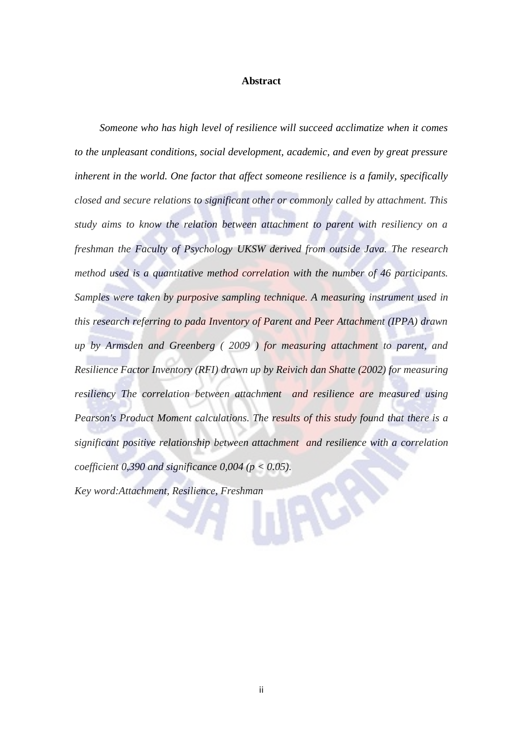**Abstract**

*Someone who has high level of resilience will succeed acclimatize when it comes to the unpleasant conditions, social development, academic, and even by great pressure inherent in the world. One factor that affect someone resilience is a family, specifically closed and secure relations to significant other or commonly called by attachment. This study aims to know the relation between attachment to parent with resiliency on a freshman the Faculty of Psychology UKSW derived from outside Java. The research method used is a quantitative method correlation with the number of 46 participants. Samples were taken by purposive sampling technique. A measuring instrument used in this research referring to pada Inventory of Parent and Peer Attachment (IPPA) drawn up by Armsden and Greenberg ( 2009 ) for measuring attachment to parent, and Resilience Factor Inventory (RFI) drawn up by Reivich dan Shatte (2002) for measuring resiliency The correlation between attachment  and resilience are measured using Pearson's Product Moment calculations. The results of this study found that there is a significant positive relationship between attachment  and resilience with a correlation coefficient 0,390 and significance 0,004 ($p < 0.05$).*

*Key word:Attachment, Resilience, Freshman*